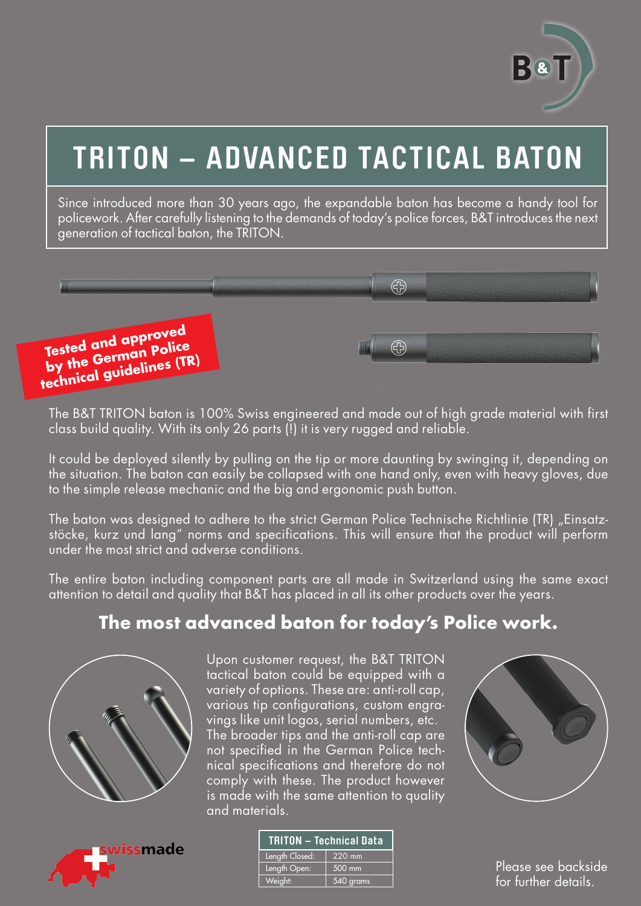# TRITON – ADVANCED TACTICAL BATON

Since introduced more than 30 years ago, the expandable baton has become a handy tool for policework. After carefully listening to the demands of today's police forces, B&T introduces the next generation of tactical baton, the TRITON.

**Tested and approved by the German Police technical guidelines (TR)**

The B&T TRITON baton is 100% Swiss engineered and made out of high grade material with first class build quality. With its only 26 parts (!) it is very rugged and reliable.

It could be deployed silently by pulling on the tip or more daunting by swinging it, depending on the situation. The baton can easily be collapsed with one hand only, even with heavy gloves, due to the simple release mechanic and the big and ergonomic push button.

The baton was designed to adhere to the strict German Police Technische Richtlinie (TR) „Einsatzstöcke, kurz und lang" norms and specifications. This will ensure that the product will perform under the most strict and adverse conditions.

The entire baton including component parts are all made in Switzerland using the same exact attention to detail and quality that B&T has placed in all its other products over the years.

## The most advanced baton for today's Police work.

Upon customer request, the B&T TRITON tactical baton could be equipped with a variety of options. These are: anti-roll cap, various tip configurations, custom engravings like unit logos, serial numbers, etc. The broader tips and the anti-roll cap are not specified in the German Police technical specifications and therefore do not comply with these. The product however is made with the same attention to quality and materials.

swissmade

| TRITON – Technical Data | |
|---|---|
| Length Closed: | 220 mm |
| Length Open: | 500 mm |
| Weight: | 540 grams |

Please see backside for further details.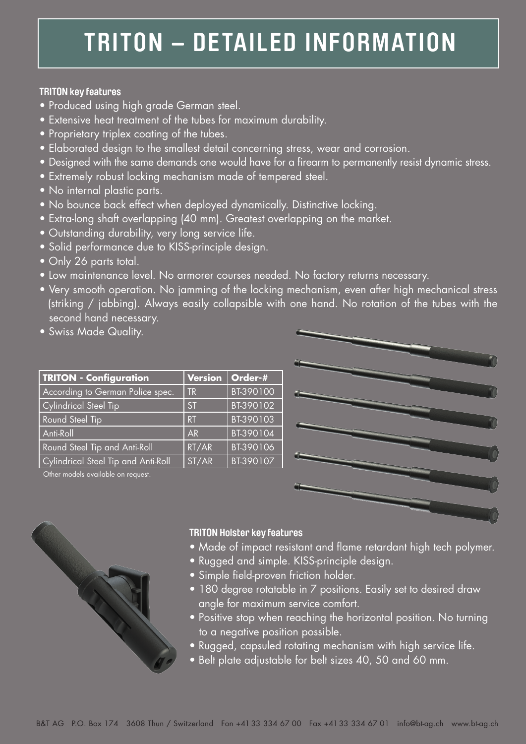# TRITON – DETAILED INFORMATION

### TRITON key features

- Produced using high grade German steel.
- Extensive heat treatment of the tubes for maximum durability.
- Proprietary triplex coating of the tubes.
- Elaborated design to the smallest detail concerning stress, wear and corrosion.
- Designed with the same demands one would have for a firearm to permanently resist dynamic stress.
- Extremely robust locking mechanism made of tempered steel.
- No internal plastic parts.
- No bounce back effect when deployed dynamically. Distinctive locking.
- Extra-long shaft overlapping (40 mm). Greatest overlapping on the market.
- Outstanding durability, very long service life.
- Solid performance due to KISS-principle design.
- Only 26 parts total.
- Low maintenance level. No armorer courses needed. No factory returns necessary.
- Very smooth operation. No jamming of the locking mechanism, even after high mechanical stress (striking / jabbing). Always easily collapsible with one hand. No rotation of the tubes with the second hand necessary.
- Swiss Made Quality.

| TRITON - Configuration | Version | Order-# |
|---|---|---|
| According to German Police spec. | TR | BT-390100 |
| Cylindrical Steel Tip | ST | BT-390102 |
| Round Steel Tip | RT | BT-390103 |
| Anti-Roll | AR | BT-390104 |
| Round Steel Tip and Anti-Roll | RT/AR | BT-390106 |
| Cylindrical Steel Tip and Anti-Roll | ST/AR | BT-390107 |

Other models available on request.

### TRITON Holster key features

- Made of impact resistant and flame retardant high tech polymer.
- Rugged and simple. KISS-principle design.
- Simple field-proven friction holder.
- 180 degree rotatable in 7 positions. Easily set to desired draw angle for maximum service comfort.
- Positive stop when reaching the horizontal position. No turning to a negative position possible.
- Rugged, capsuled rotating mechanism with high service life.
- Belt plate adjustable for belt sizes 40, 50 and 60 mm.

B&T AG P.O. Box 174 3608 Thun / Switzerland Fon +41 33 334 67 00 Fax +41 33 334 67 01 info@bt-ag.ch www.bt-ag.ch